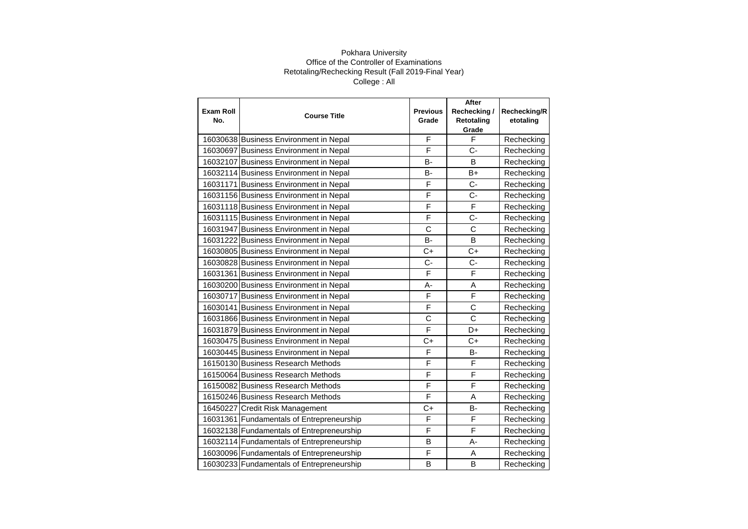Pokhara University

Office of the Controller of Examinations

Retotaling/Rechecking Result (Fall 2019-Final Year)

College : All

| Exam Roll No. | Course Title | Previous Grade | After Rechecking / Retotaling Grade | Rechecking/Retotaling |
|---|---|---|---|---|
| 16030638 | Business Environment in Nepal | F | F | Rechecking |
| 16030697 | Business Environment in Nepal | F | C- | Rechecking |
| 16032107 | Business Environment in Nepal | B- | B | Rechecking |
| 16032114 | Business Environment in Nepal | B- | B+ | Rechecking |
| 16031171 | Business Environment in Nepal | F | C- | Rechecking |
| 16031156 | Business Environment in Nepal | F | C- | Rechecking |
| 16031118 | Business Environment in Nepal | F | F | Rechecking |
| 16031115 | Business Environment in Nepal | F | C- | Rechecking |
| 16031947 | Business Environment in Nepal | C | C | Rechecking |
| 16031222 | Business Environment in Nepal | B- | B | Rechecking |
| 16030805 | Business Environment in Nepal | C+ | C+ | Rechecking |
| 16030828 | Business Environment in Nepal | C- | C- | Rechecking |
| 16031361 | Business Environment in Nepal | F | F | Rechecking |
| 16030200 | Business Environment in Nepal | A- | A | Rechecking |
| 16030717 | Business Environment in Nepal | F | F | Rechecking |
| 16030141 | Business Environment in Nepal | F | C | Rechecking |
| 16031866 | Business Environment in Nepal | C | C | Rechecking |
| 16031879 | Business Environment in Nepal | F | D+ | Rechecking |
| 16030475 | Business Environment in Nepal | C+ | C+ | Rechecking |
| 16030445 | Business Environment in Nepal | F | B- | Rechecking |
| 16150130 | Business Research Methods | F | F | Rechecking |
| 16150064 | Business Research Methods | F | F | Rechecking |
| 16150082 | Business Research Methods | F | F | Rechecking |
| 16150246 | Business Research Methods | F | A | Rechecking |
| 16450227 | Credit Risk Management | C+ | B- | Rechecking |
| 16031361 | Fundamentals of Entrepreneurship | F | F | Rechecking |
| 16032138 | Fundamentals of Entrepreneurship | F | F | Rechecking |
| 16032114 | Fundamentals of Entrepreneurship | B | A- | Rechecking |
| 16030096 | Fundamentals of Entrepreneurship | F | A | Rechecking |
| 16030233 | Fundamentals of Entrepreneurship | B | B | Rechecking |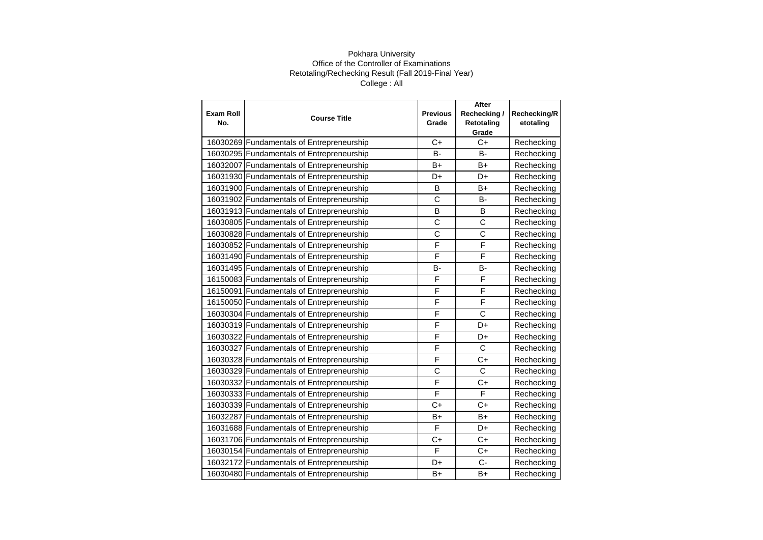Pokhara University
Office of the Controller of Examinations
Retotaling/Rechecking Result (Fall 2019-Final Year)
College : All

| Exam Roll No. | Course Title | Previous Grade | After Rechecking / Retotaling Grade | Rechecking/Retotaling |
|---|---|---|---|---|
| 16030269 | Fundamentals of Entrepreneurship | C+ | C+ | Rechecking |
| 16030295 | Fundamentals of Entrepreneurship | B- | B- | Rechecking |
| 16032007 | Fundamentals of Entrepreneurship | B+ | B+ | Rechecking |
| 16031930 | Fundamentals of Entrepreneurship | D+ | D+ | Rechecking |
| 16031900 | Fundamentals of Entrepreneurship | B | B+ | Rechecking |
| 16031902 | Fundamentals of Entrepreneurship | C | B- | Rechecking |
| 16031913 | Fundamentals of Entrepreneurship | B | B | Rechecking |
| 16030805 | Fundamentals of Entrepreneurship | C | C | Rechecking |
| 16030828 | Fundamentals of Entrepreneurship | C | C | Rechecking |
| 16030852 | Fundamentals of Entrepreneurship | F | F | Rechecking |
| 16031490 | Fundamentals of Entrepreneurship | F | F | Rechecking |
| 16031495 | Fundamentals of Entrepreneurship | B- | B- | Rechecking |
| 16150083 | Fundamentals of Entrepreneurship | F | F | Rechecking |
| 16150091 | Fundamentals of Entrepreneurship | F | F | Rechecking |
| 16150050 | Fundamentals of Entrepreneurship | F | F | Rechecking |
| 16030304 | Fundamentals of Entrepreneurship | F | C | Rechecking |
| 16030319 | Fundamentals of Entrepreneurship | F | D+ | Rechecking |
| 16030322 | Fundamentals of Entrepreneurship | F | D+ | Rechecking |
| 16030327 | Fundamentals of Entrepreneurship | F | C | Rechecking |
| 16030328 | Fundamentals of Entrepreneurship | F | C+ | Rechecking |
| 16030329 | Fundamentals of Entrepreneurship | C | C | Rechecking |
| 16030332 | Fundamentals of Entrepreneurship | F | C+ | Rechecking |
| 16030333 | Fundamentals of Entrepreneurship | F | F | Rechecking |
| 16030339 | Fundamentals of Entrepreneurship | C+ | C+ | Rechecking |
| 16032287 | Fundamentals of Entrepreneurship | B+ | B+ | Rechecking |
| 16031688 | Fundamentals of Entrepreneurship | F | D+ | Rechecking |
| 16031706 | Fundamentals of Entrepreneurship | C+ | C+ | Rechecking |
| 16030154 | Fundamentals of Entrepreneurship | F | C+ | Rechecking |
| 16032172 | Fundamentals of Entrepreneurship | D+ | C- | Rechecking |
| 16030480 | Fundamentals of Entrepreneurship | B+ | B+ | Rechecking |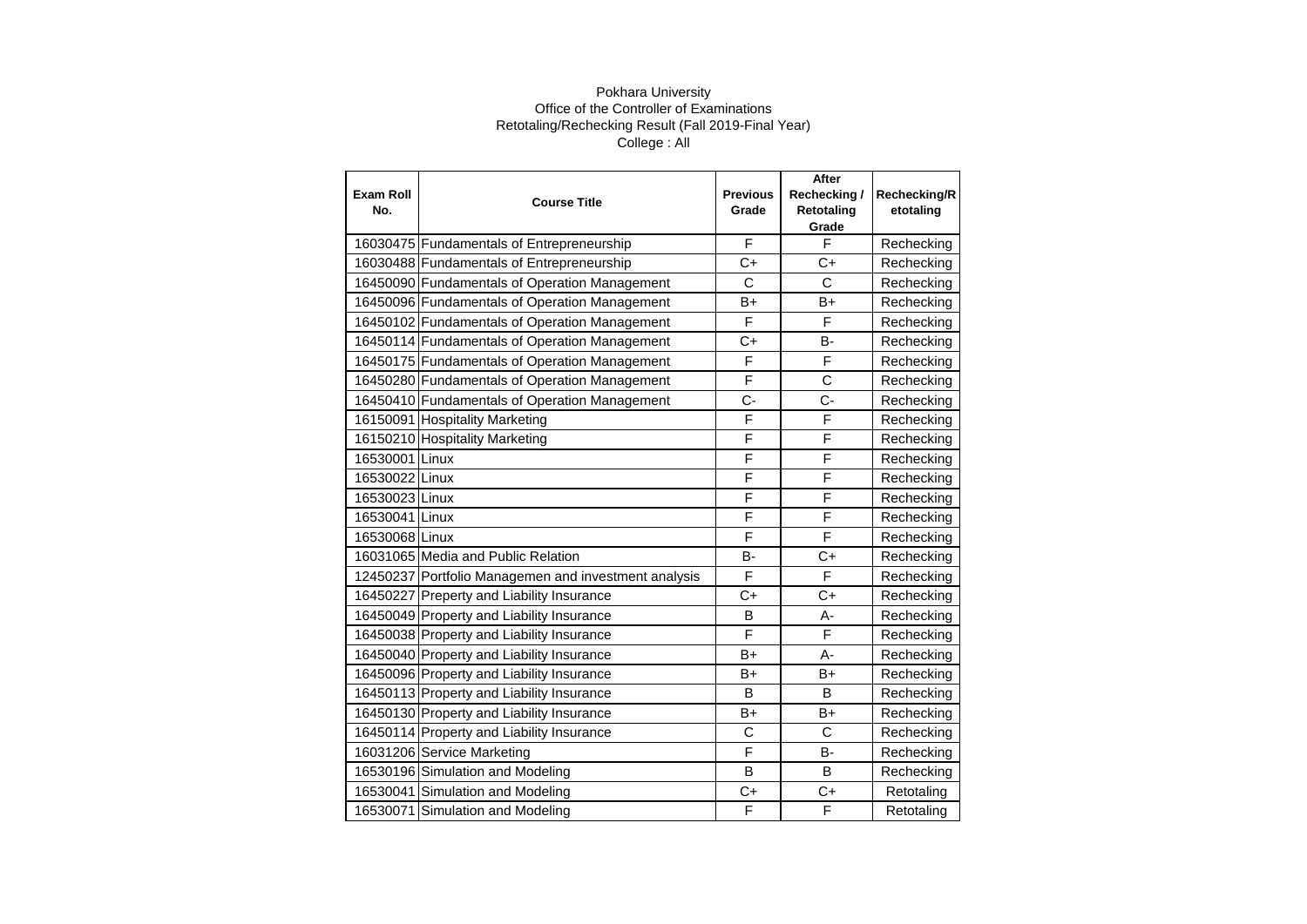Pokhara University
Office of the Controller of Examinations
Retotaling/Rechecking Result (Fall 2019-Final Year)
College : All

| Exam Roll No. | Course Title | Previous Grade | After Rechecking / Retotaling Grade | Rechecking/Retotaling |
|---|---|---|---|---|
| 16030475 | Fundamentals of Entrepreneurship | F | F | Rechecking |
| 16030488 | Fundamentals of Entrepreneurship | C+ | C+ | Rechecking |
| 16450090 | Fundamentals of Operation Management | C | C | Rechecking |
| 16450096 | Fundamentals of Operation Management | B+ | B+ | Rechecking |
| 16450102 | Fundamentals of Operation Management | F | F | Rechecking |
| 16450114 | Fundamentals of Operation Management | C+ | B- | Rechecking |
| 16450175 | Fundamentals of Operation Management | F | F | Rechecking |
| 16450280 | Fundamentals of Operation Management | F | C | Rechecking |
| 16450410 | Fundamentals of Operation Management | C- | C- | Rechecking |
| 16150091 | Hospitality Marketing | F | F | Rechecking |
| 16150210 | Hospitality Marketing | F | F | Rechecking |
| 16530001 | Linux | F | F | Rechecking |
| 16530022 | Linux | F | F | Rechecking |
| 16530023 | Linux | F | F | Rechecking |
| 16530041 | Linux | F | F | Rechecking |
| 16530068 | Linux | F | F | Rechecking |
| 16031065 | Media and Public Relation | B- | C+ | Rechecking |
| 12450237 | Portfolio Managemen and investment analysis | F | F | Rechecking |
| 16450227 | Property and Liability Insurance | C+ | C+ | Rechecking |
| 16450049 | Property and Liability Insurance | B | A- | Rechecking |
| 16450038 | Property and Liability Insurance | F | F | Rechecking |
| 16450040 | Property and Liability Insurance | B+ | A- | Rechecking |
| 16450096 | Property and Liability Insurance | B+ | B+ | Rechecking |
| 16450113 | Property and Liability Insurance | B | B | Rechecking |
| 16450130 | Property and Liability Insurance | B+ | B+ | Rechecking |
| 16450114 | Property and Liability Insurance | C | C | Rechecking |
| 16031206 | Service Marketing | F | B- | Rechecking |
| 16530196 | Simulation and Modeling | B | B | Rechecking |
| 16530041 | Simulation and Modeling | C+ | C+ | Retotaling |
| 16530071 | Simulation and Modeling | F | F | Retotaling |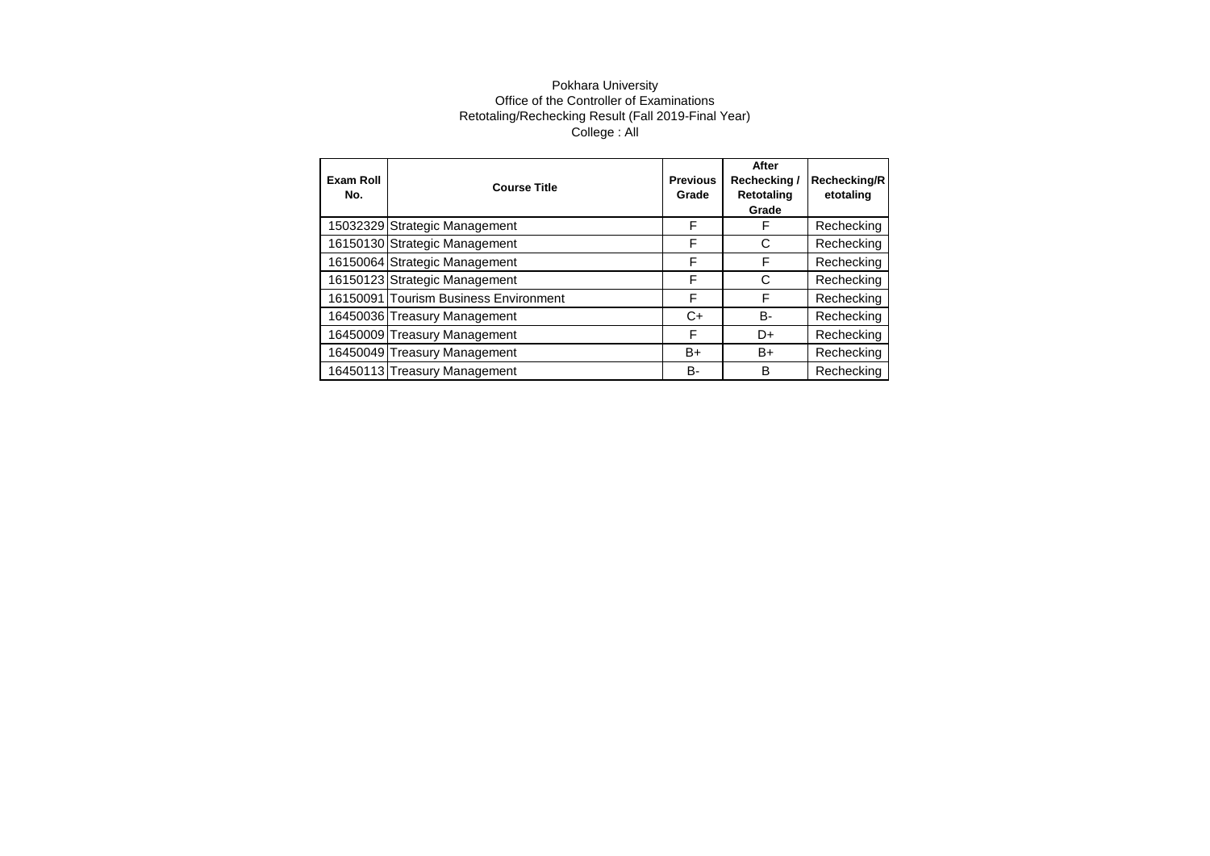Pokhara University
Office of the Controller of Examinations
Retotaling/Rechecking Result (Fall 2019-Final Year)
College : All

| Exam Roll No. | Course Title | Previous Grade | After Rechecking / Retotaling Grade | Rechecking/Retotaling |
|---|---|---|---|---|
| 15032329 | Strategic Management | F | F | Rechecking |
| 16150130 | Strategic Management | F | C | Rechecking |
| 16150064 | Strategic Management | F | F | Rechecking |
| 16150123 | Strategic Management | F | C | Rechecking |
| 16150091 | Tourism Business Environment | F | F | Rechecking |
| 16450036 | Treasury Management | C+ | B- | Rechecking |
| 16450009 | Treasury Management | F | D+ | Rechecking |
| 16450049 | Treasury Management | B+ | B+ | Rechecking |
| 16450113 | Treasury Management | B- | B | Rechecking |